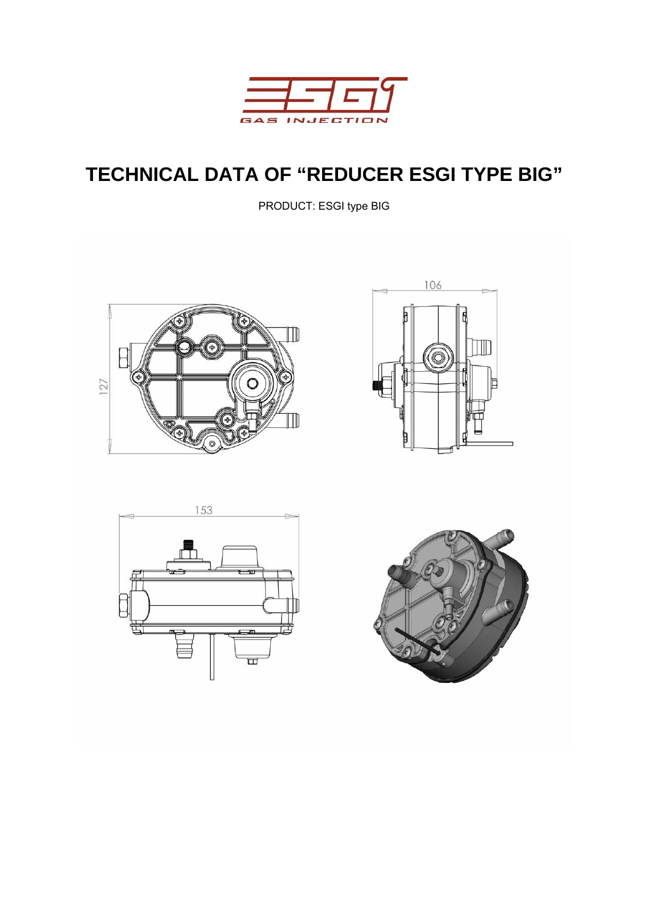# TECHNICAL DATA OF "REDUCER ESGI TYPE BIG"

PRODUCT: ESGI type BIG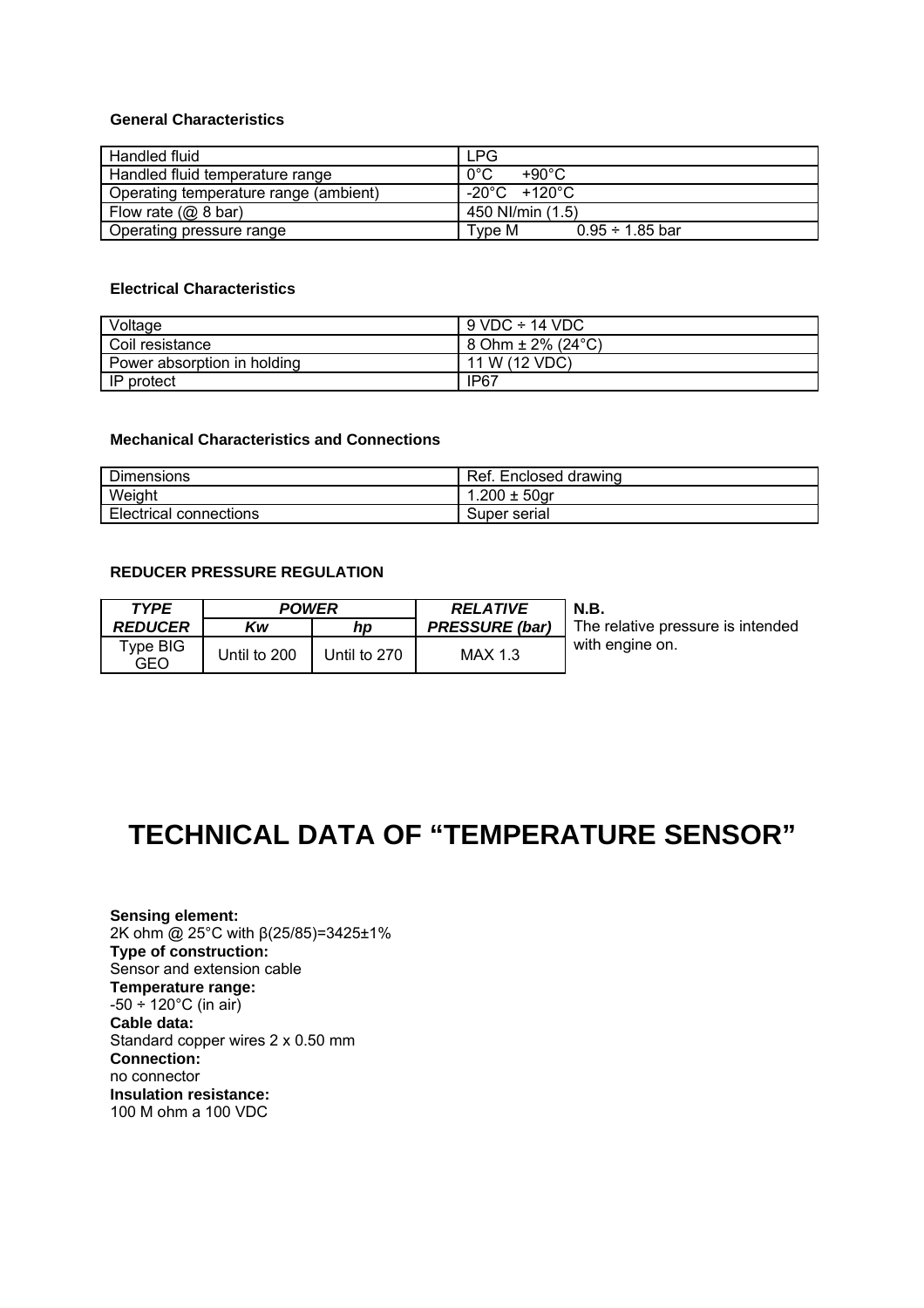### General Characteristics

| Handled fluid | LPG |
|---|---|
| Handled fluid temperature range | 0°C +90°C |
| Operating temperature range (ambient) | -20°C +120°C |
| Flow rate (@ 8 bar) | 450 Nl/min (1.5) |
| Operating pressure range | Type M 0.95 ÷ 1.85 bar |

### Electrical Characteristics

| Voltage | 9 VDC ÷ 14 VDC |
|---|---|
| Coil resistance | 8 Ohm ± 2% (24°C) |
| Power absorption in holding | 11 W (12 VDC) |
| IP protect | IP67 |

### Mechanical Characteristics and Connections

| Dimensions | Ref. Enclosed drawing |
|---|---|
| Weight | 1.200 ± 50gr |
| Electrical connections | Super serial |

### REDUCER PRESSURE REGULATION

| *TYPE REDUCER* | *POWER* | | *RELATIVE PRESSURE (bar)* |
|---|---|---|---|
| | *Kw* | *hp* | |
| Type BIG GEO | Until to 200 | Until to 270 | MAX 1.3 |

**N.B.**
The relative pressure is intended with engine on.

# TECHNICAL DATA OF "TEMPERATURE SENSOR"

**Sensing element:**
2K ohm @ 25°C with β(25/85)=3425±1%
**Type of construction:**
Sensor and extension cable
**Temperature range:**
-50 ÷ 120°C (in air)
**Cable data:**
Standard copper wires 2 x 0.50 mm
**Connection:**
no connector
**Insulation resistance:**
100 M ohm a 100 VDC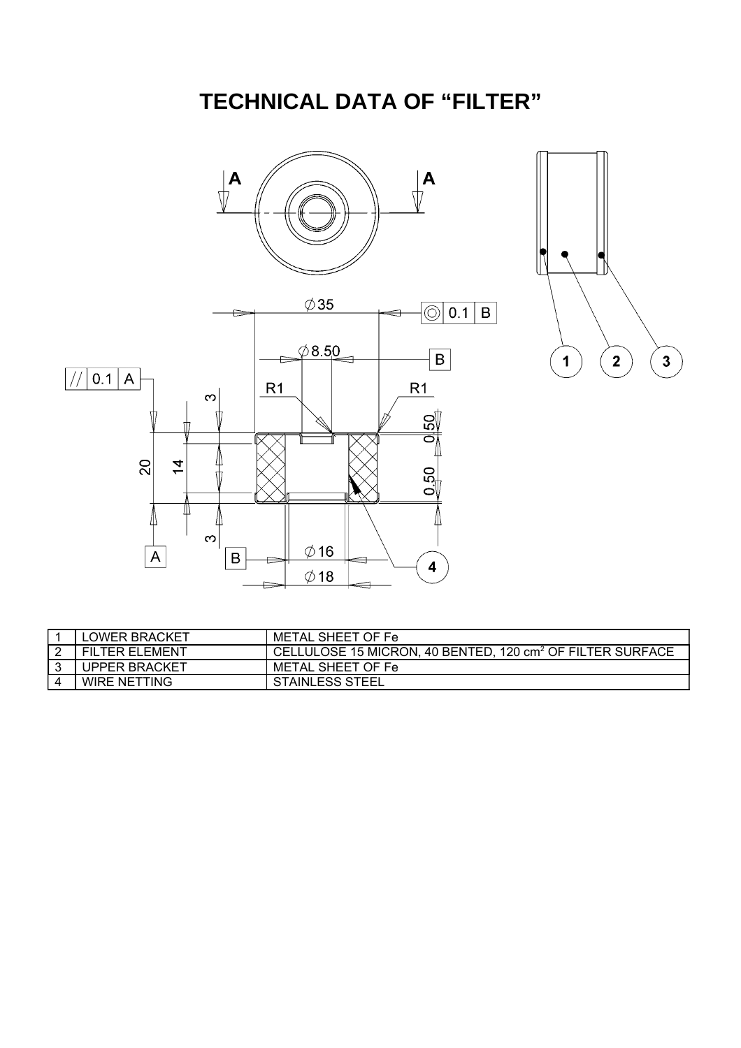# TECHNICAL DATA OF "FILTER"

A A

∅35

◎ 0.1 B

∅8.50

B

// 0.1 A

R1 R1

3

0.50

20 14

0.50

3

A B

∅16

∅18

4

1 2 3

| | | |
|---|---|---|
| 1 | LOWER BRACKET | METAL SHEET OF Fe |
| 2 | FILTER ELEMENT | CELLULOSE 15 MICRON, 40 BENTED, 120 $cm^2$ OF FILTER SURFACE |
| 3 | UPPER BRACKET | METAL SHEET OF Fe |
| 4 | WIRE NETTING | STAINLESS STEEL |